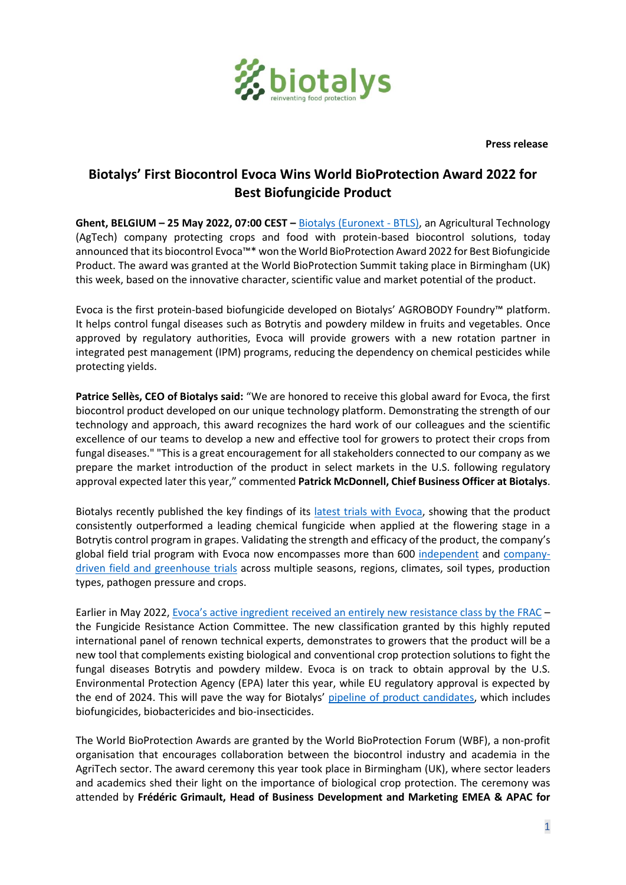biotalys
reinventing food protection

**Press release**

# Biotalys' First Biocontrol Evoca Wins World BioProtection Award 2022 for Best Biofungicide Product

**Ghent, BELGIUM – 25 May 2022, 07:00 CEST –** Biotalys (Euronext - BTLS), an Agricultural Technology (AgTech) company protecting crops and food with protein-based biocontrol solutions, today announced that its biocontrol Evoca™* won the World BioProtection Award 2022 for Best Biofungicide Product. The award was granted at the World BioProtection Summit taking place in Birmingham (UK) this week, based on the innovative character, scientific value and market potential of the product.

Evoca is the first protein-based biofungicide developed on Biotalys' AGROBODY Foundry™ platform. It helps control fungal diseases such as Botrytis and powdery mildew in fruits and vegetables. Once approved by regulatory authorities, Evoca will provide growers with a new rotation partner in integrated pest management (IPM) programs, reducing the dependency on chemical pesticides while protecting yields.

**Patrice Sellès, CEO of Biotalys said:** "We are honored to receive this global award for Evoca, the first biocontrol product developed on our unique technology platform. Demonstrating the strength of our technology and approach, this award recognizes the hard work of our colleagues and the scientific excellence of our teams to develop a new and effective tool for growers to protect their crops from fungal diseases." "This is a great encouragement for all stakeholders connected to our company as we prepare the market introduction of the product in select markets in the U.S. following regulatory approval expected later this year," commented **Patrick McDonnell, Chief Business Officer at Biotalys**.

Biotalys recently published the key findings of its latest trials with Evoca, showing that the product consistently outperformed a leading chemical fungicide when applied at the flowering stage in a Botrytis control program in grapes. Validating the strength and efficacy of the product, the company's global field trial program with Evoca now encompasses more than 600 independent and company-driven field and greenhouse trials across multiple seasons, regions, climates, soil types, production types, pathogen pressure and crops.

Earlier in May 2022, Evoca's active ingredient received an entirely new resistance class by the FRAC – the Fungicide Resistance Action Committee. The new classification granted by this highly reputed international panel of renown technical experts, demonstrates to growers that the product will be a new tool that complements existing biological and conventional crop protection solutions to fight the fungal diseases Botrytis and powdery mildew. Evoca is on track to obtain approval by the U.S. Environmental Protection Agency (EPA) later this year, while EU regulatory approval is expected by the end of 2024. This will pave the way for Biotalys' pipeline of product candidates, which includes biofungicides, biobactericides and bio-insecticides.

The World BioProtection Awards are granted by the World BioProtection Forum (WBF), a non-profit organisation that encourages collaboration between the biocontrol industry and academia in the AgriTech sector. The award ceremony this year took place in Birmingham (UK), where sector leaders and academics shed their light on the importance of biological crop protection. The ceremony was attended by **Frédéric Grimault, Head of Business Development and Marketing EMEA & APAC for**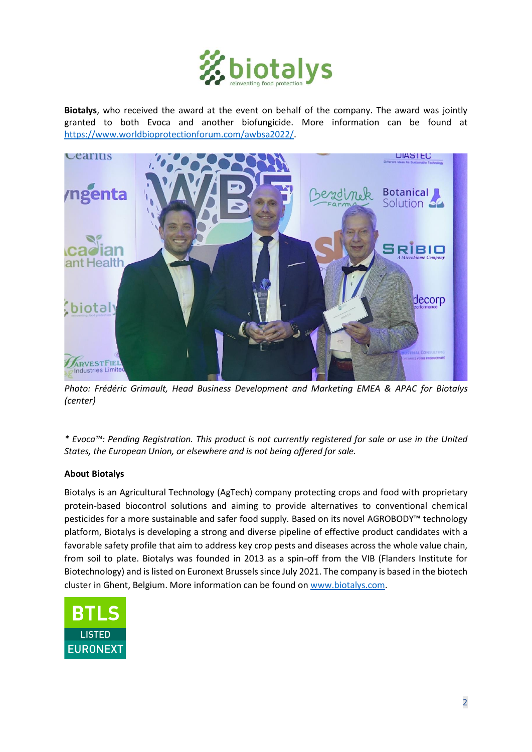**Biotalys**, who received the award at the event on behalf of the company. The award was jointly granted to both Evoca and another biofungicide. More information can be found at https://www.worldbioprotectionforum.com/awbsa2022/.

*Photo: Frédéric Grimault, Head Business Development and Marketing EMEA & APAC for Biotalys (center)*

*\* Evoca™: Pending Registration. This product is not currently registered for sale or use in the United States, the European Union, or elsewhere and is not being offered for sale.*

**About Biotalys**

Biotalys is an Agricultural Technology (AgTech) company protecting crops and food with proprietary protein-based biocontrol solutions and aiming to provide alternatives to conventional chemical pesticides for a more sustainable and safer food supply. Based on its novel AGROBODY™ technology platform, Biotalys is developing a strong and diverse pipeline of effective product candidates with a favorable safety profile that aim to address key crop pests and diseases across the whole value chain, from soil to plate. Biotalys was founded in 2013 as a spin-off from the VIB (Flanders Institute for Biotechnology) and is listed on Euronext Brussels since July 2021. The company is based in the biotech cluster in Ghent, Belgium. More information can be found on www.biotalys.com.

BTLS LISTED EURONEXT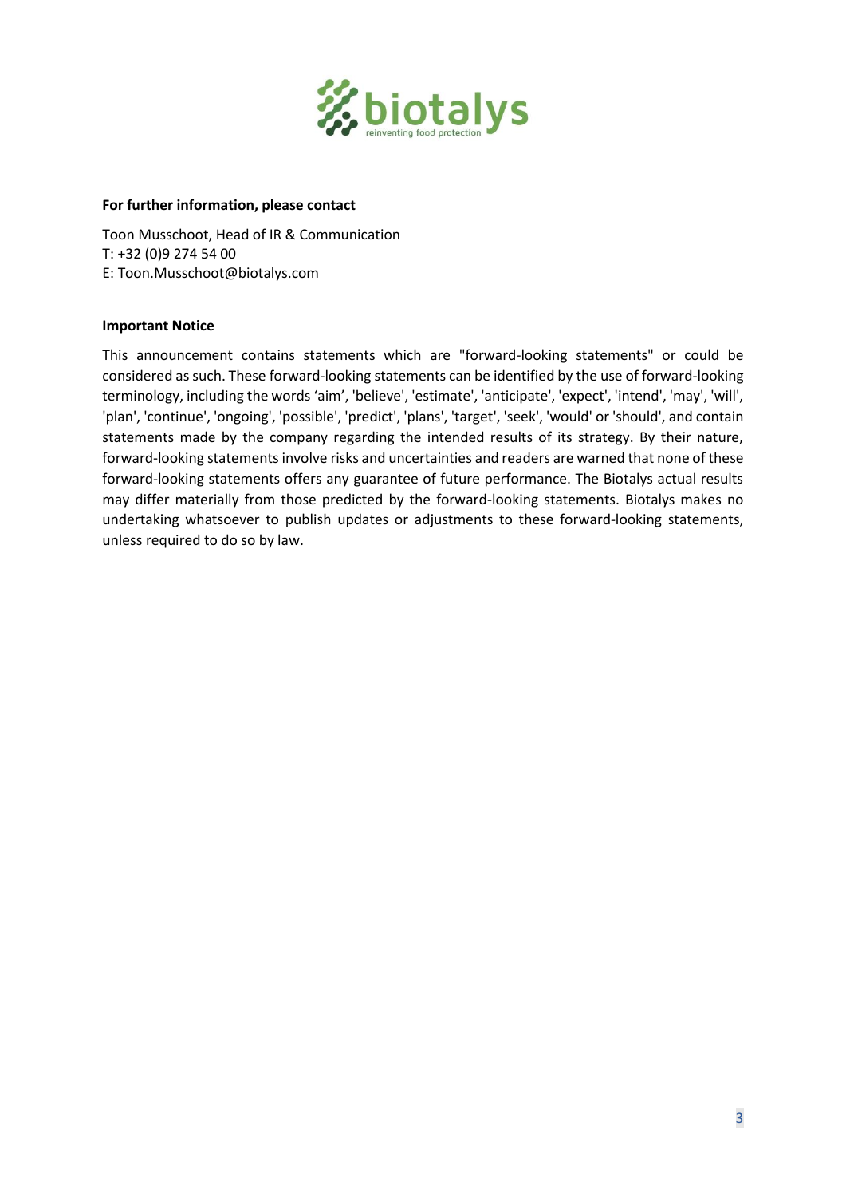**For further information, please contact**

Toon Musschoot, Head of IR & Communication
T: +32 (0)9 274 54 00
E: Toon.Musschoot@biotalys.com

**Important Notice**

This announcement contains statements which are "forward-looking statements" or could be considered as such. These forward-looking statements can be identified by the use of forward-looking terminology, including the words 'aim', 'believe', 'estimate', 'anticipate', 'expect', 'intend', 'may', 'will', 'plan', 'continue', 'ongoing', 'possible', 'predict', 'plans', 'target', 'seek', 'would' or 'should', and contain statements made by the company regarding the intended results of its strategy. By their nature, forward-looking statements involve risks and uncertainties and readers are warned that none of these forward-looking statements offers any guarantee of future performance. The Biotalys actual results may differ materially from those predicted by the forward-looking statements. Biotalys makes no undertaking whatsoever to publish updates or adjustments to these forward-looking statements, unless required to do so by law.